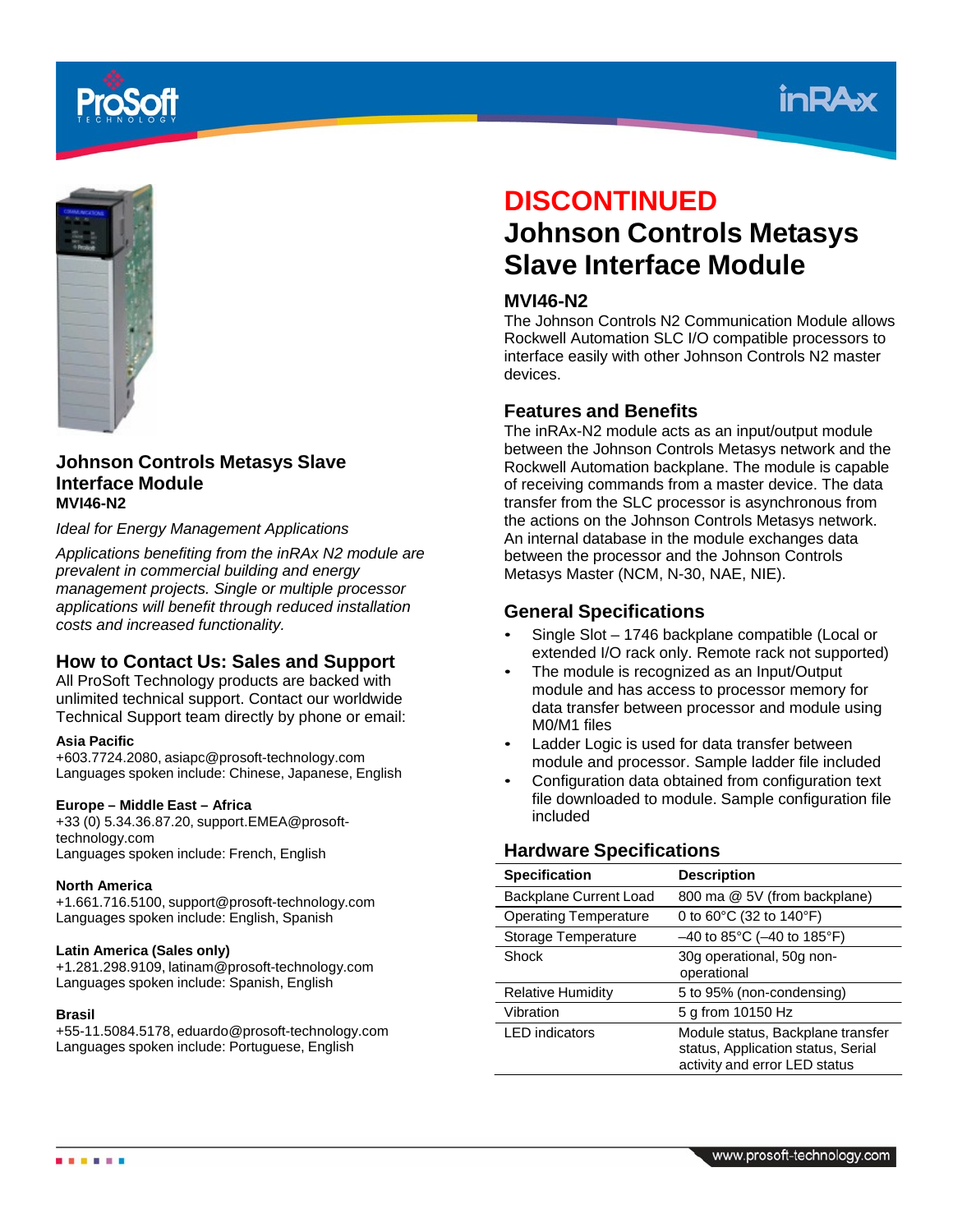# DISCONTINUED

# Johnson Controls Metasys Slave Interface Module

## MVI46-N2

The Johnson Controls N2 Communication Module allows Rockwell Automation SLC I/O compatible processors to interface easily with other Johnson Controls N2 master devices.

## Features and Benefits

The inRAx-N2 module acts as an input/output module between the Johnson Controls Metasys network and the Rockwell Automation backplane. The module is capable of receiving commands from a master device. The data transfer from the SLC processor is asynchronous from the actions on the Johnson Controls Metasys network. An internal database in the module exchanges data between the processor and the Johnson Controls Metasys Master (NCM, N-30, NAE, NIE).

## General Specifications

- Single Slot – 1746 backplane compatible (Local or extended I/O rack only. Remote rack not supported)
- The module is recognized as an Input/Output module and has access to processor memory for data transfer between processor and module using M0/M1 files
- Ladder Logic is used for data transfer between module and processor. Sample ladder file included
- Configuration data obtained from configuration text file downloaded to module. Sample configuration file included

## Hardware Specifications

| Specification | Description |
|---|---|
| Backplane Current Load | 800 ma @ 5V (from backplane) |
| Operating Temperature | 0 to 60°C (32 to 140°F) |
| Storage Temperature | –40 to 85°C (–40 to 185°F) |
| Shock | 30g operational, 50g non-operational |
| Relative Humidity | 5 to 95% (non-condensing) |
| Vibration | 5 g from 10150 Hz |
| LED indicators | Module status, Backplane transfer status, Application status, Serial activity and error LED status |

## Johnson Controls Metasys Slave Interface Module

**MVI46-N2**

*Ideal for Energy Management Applications*

*Applications benefiting from the inRAx N2 module are prevalent in commercial building and energy management projects. Single or multiple processor applications will benefit through reduced installation costs and increased functionality.*

## How to Contact Us: Sales and Support

All ProSoft Technology products are backed with unlimited technical support. Contact our worldwide Technical Support team directly by phone or email:

**Asia Pacific**
+603.7724.2080, asiapc@prosoft-technology.com
Languages spoken include: Chinese, Japanese, English

**Europe – Middle East – Africa**
+33 (0) 5.34.36.87.20, support.EMEA@prosoft-technology.com
Languages spoken include: French, English

**North America**
+1.661.716.5100, support@prosoft-technology.com
Languages spoken include: English, Spanish

**Latin America (Sales only)**
+1.281.298.9109, latinam@prosoft-technology.com
Languages spoken include: Spanish, English

**Brasil**
+55-11.5084.5178, eduardo@prosoft-technology.com
Languages spoken include: Portuguese, English

www.prosoft-technology.com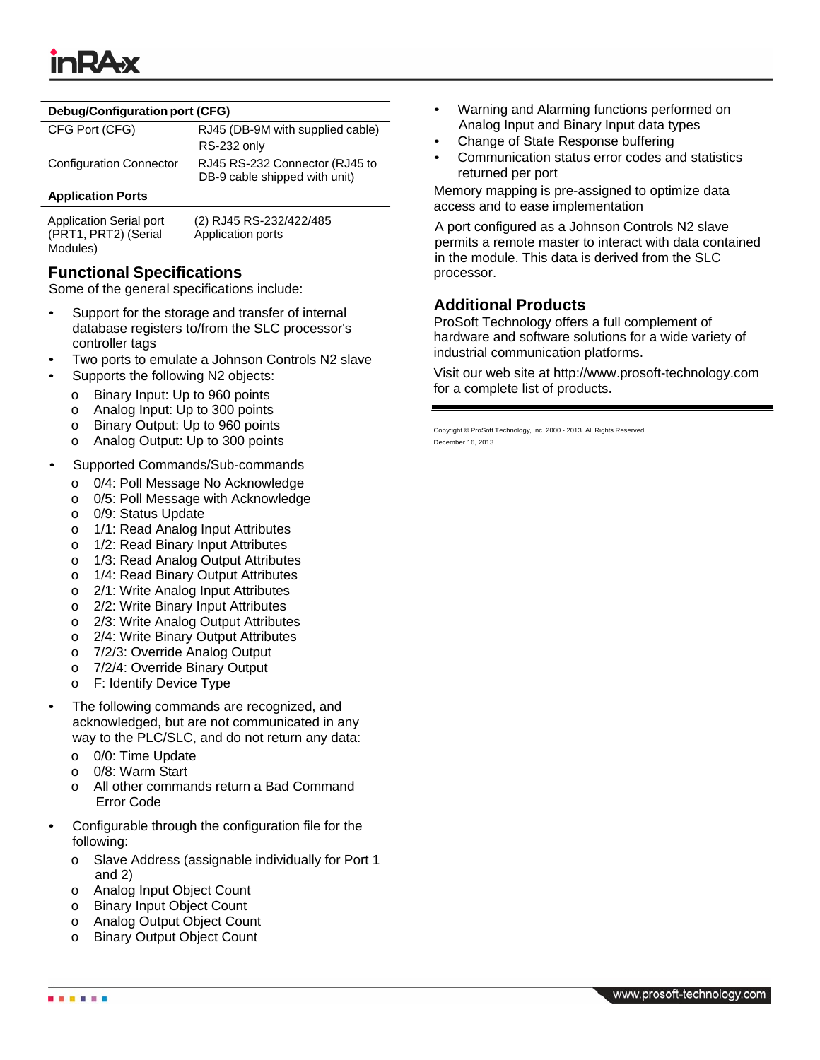| | |
|---|---|
| **Debug/Configuration port (CFG)** | |
| CFG Port (CFG) | RJ45 (DB-9M with supplied cable) RS-232 only |
| Configuration Connector | RJ45 RS-232 Connector (RJ45 to DB-9 cable shipped with unit) |
| **Application Ports** | |
| Application Serial port (PRT1, PRT2) (Serial Modules) | (2) RJ45 RS-232/422/485 Application ports |

## Functional Specifications

Some of the general specifications include:

- Support for the storage and transfer of internal database registers to/from the SLC processor's controller tags
- Two ports to emulate a Johnson Controls N2 slave
- Supports the following N2 objects:
  - Binary Input: Up to 960 points
  - Analog Input: Up to 300 points
  - Binary Output: Up to 960 points
  - Analog Output: Up to 300 points
- Supported Commands/Sub-commands
  - 0/4: Poll Message No Acknowledge
  - 0/5: Poll Message with Acknowledge
  - 0/9: Status Update
  - 1/1: Read Analog Input Attributes
  - 1/2: Read Binary Input Attributes
  - 1/3: Read Analog Output Attributes
  - 1/4: Read Binary Output Attributes
  - 2/1: Write Analog Input Attributes
  - 2/2: Write Binary Input Attributes
  - 2/3: Write Analog Output Attributes
  - 2/4: Write Binary Output Attributes
  - 7/2/3: Override Analog Output
  - 7/2/4: Override Binary Output
  - F: Identify Device Type
- The following commands are recognized, and acknowledged, but are not communicated in any way to the PLC/SLC, and do not return any data:
  - 0/0: Time Update
  - 0/8: Warm Start
  - All other commands return a Bad Command Error Code
- Configurable through the configuration file for the following:
  - Slave Address (assignable individually for Port 1 and 2)
  - Analog Input Object Count
  - Binary Input Object Count
  - Analog Output Object Count
  - Binary Output Object Count
- Warning and Alarming functions performed on Analog Input and Binary Input data types
- Change of State Response buffering
- Communication status error codes and statistics returned per port

Memory mapping is pre-assigned to optimize data access and to ease implementation

A port configured as a Johnson Controls N2 slave permits a remote master to interact with data contained in the module. This data is derived from the SLC processor.

## Additional Products

ProSoft Technology offers a full complement of hardware and software solutions for a wide variety of industrial communication platforms.

Visit our web site at http://www.prosoft-technology.com for a complete list of products.

Copyright © ProSoft Technology, Inc. 2000 - 2013. All Rights Reserved.
December 16, 2013